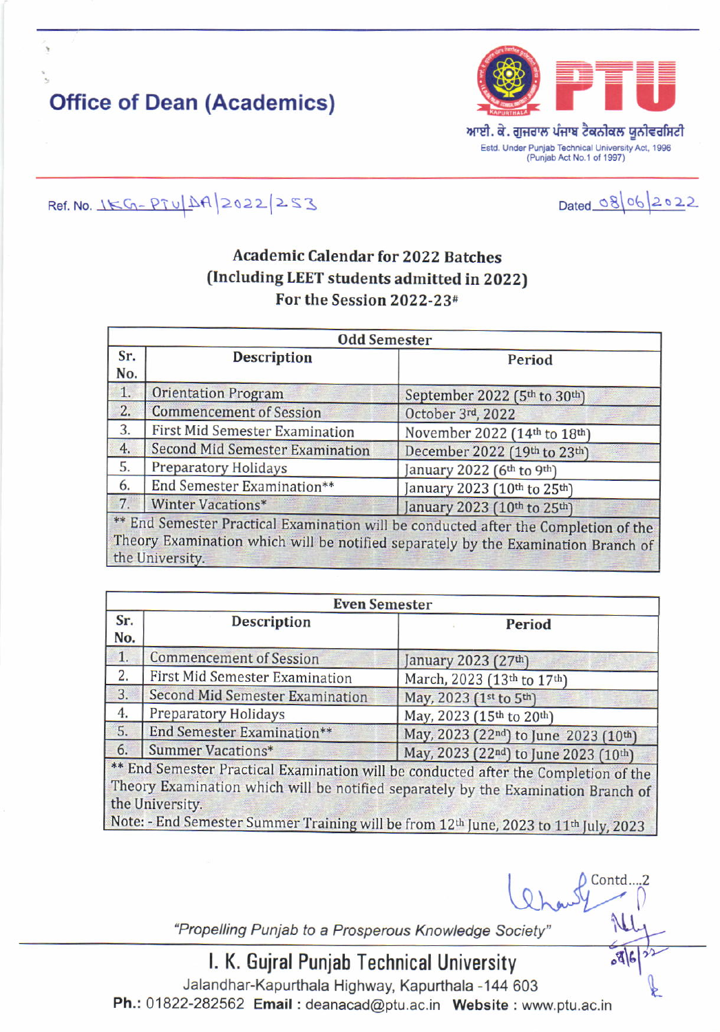# Office of Dean (Academics)

ਆਈ. ਕੇ. ਗੁਜਰਾਲ ਪੰਜਾਬ ਟੈਕਨੀਕਲ ਯੂਨੀਵਰਸਿਟੀ

Estd. Under Punjab Technical University Act, 1996 (Punjab Act No.1 of 1997)

Ref. No. IKG-PTU/DA/2022/253

Dated 08/06/2022

## Academic Calendar for 2022 Batches (Including LEET students admitted in 2022) For the Session 2022-23#

| Odd Semester | | |
|---|---|---|
| **Sr. No.** | **Description** | **Period** |
| 1. | Orientation Program | September 2022 (5th to 30th) |
| 2. | Commencement of Session | October 3rd, 2022 |
| 3. | First Mid Semester Examination | November 2022 (14th to 18th) |
| 4. | Second Mid Semester Examination | December 2022 (19th to 23th) |
| 5. | Preparatory Holidays | January 2022 (6th to 9th) |
| 6. | End Semester Examination** | January 2023 (10th to 25th) |
| 7. | Winter Vacations* | January 2023 (10th to 25th) |

** End Semester Practical Examination will be conducted after the Completion of the Theory Examination which will be notified separately by the Examination Branch of the University.

| Even Semester | | |
|---|---|---|
| **Sr. No.** | **Description** | **Period** |
| 1. | Commencement of Session | January 2023 (27th) |
| 2. | First Mid Semester Examination | March, 2023 (13th to 17th) |
| 3. | Second Mid Semester Examination | May, 2023 (1st to 5th) |
| 4. | Preparatory Holidays | May, 2023 (15th to 20th) |
| 5. | End Semester Examination** | May, 2023 (22nd) to June 2023 (10th) |
| 6. | Summer Vacations* | May, 2023 (22nd) to June 2023 (10th) |

** End Semester Practical Examination will be conducted after the Completion of the Theory Examination which will be notified separately by the Examination Branch of the University.

Note: - End Semester Summer Training will be from 12th June, 2023 to 11th July, 2023

Contd....2

*"Propelling Punjab to a Prosperous Knowledge Society"*

**I. K. Gujral Punjab Technical University**

Jalandhar-Kapurthala Highway, Kapurthala -144 603

**Ph.:** 01822-282562 **Email :** deanacad@ptu.ac.in **Website :** www.ptu.ac.in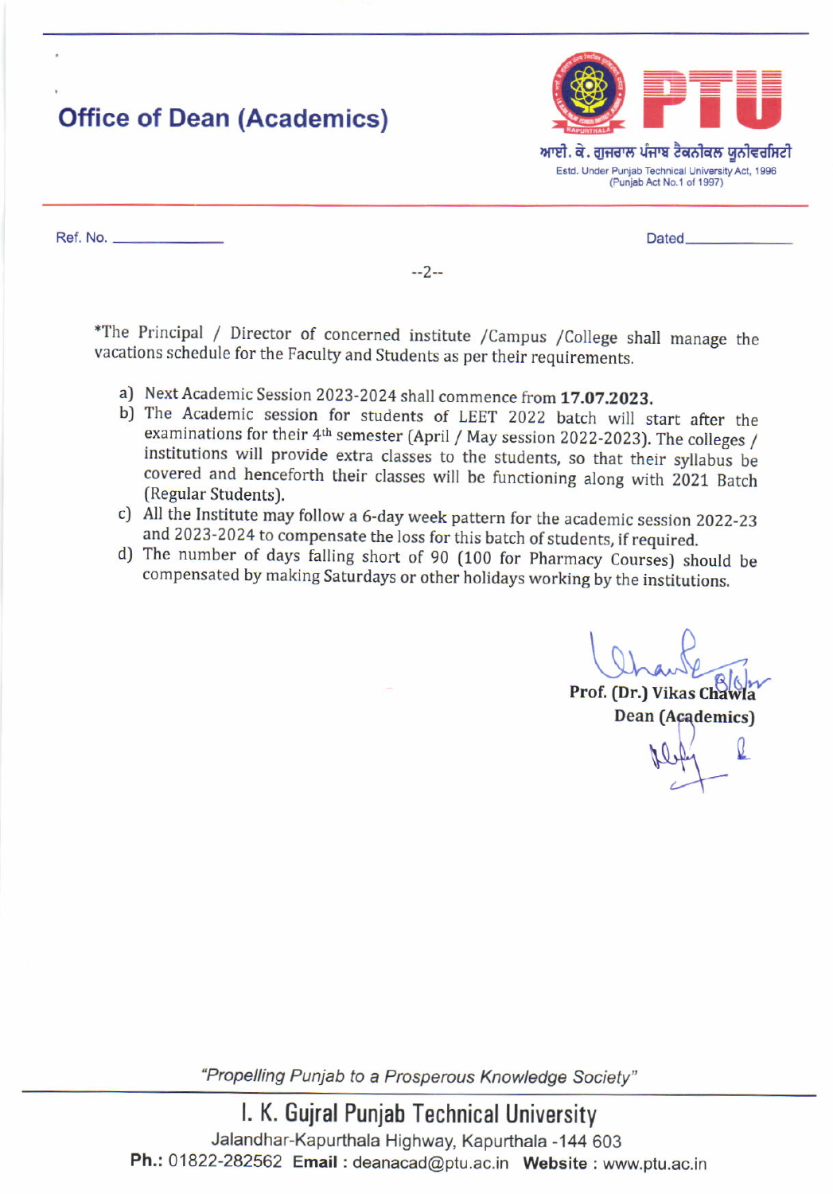## Office of Dean (Academics)

ਆਈ. ਕੇ. ਗੁਜਰਾਲ ਪੰਜਾਬ ਟੈਕਨੀਕਲ ਯੂਨੀਵਰਸਿਟੀ

Estd. Under Punjab Technical University Act, 1996 (Punjab Act No.1 of 1997)

Ref. No. \_\_\_\_\_\_\_\_\_\_ Dated\_\_\_\_\_\_\_\_\_\_

*The Principal / Director of concerned institute /Campus /College shall manage the vacations schedule for the Faculty and Students as per their requirements.

a) Next Academic Session 2023-2024 shall commence from **17.07.2023.**

b) The Academic session for students of LEET 2022 batch will start after the examinations for their 4th semester (April / May session 2022-2023). The colleges / institutions will provide extra classes to the students, so that their syllabus be covered and henceforth their classes will be functioning along with 2021 Batch (Regular Students).

c) All the Institute may follow a 6-day week pattern for the academic session 2022-23 and 2023-2024 to compensate the loss for this batch of students, if required.

d) The number of days falling short of 90 (100 for Pharmacy Courses) should be compensated by making Saturdays or other holidays working by the institutions.

**Prof. (Dr.) Vikas Chawla**
**Dean (Academics)**

*"Propelling Punjab to a Prosperous Knowledge Society"*

I. K. Gujral Punjab Technical University

Jalandhar-Kapurthala Highway, Kapurthala -144 603

**Ph.:** 01822-282562 **Email :** deanacad@ptu.ac.in **Website :** www.ptu.ac.in